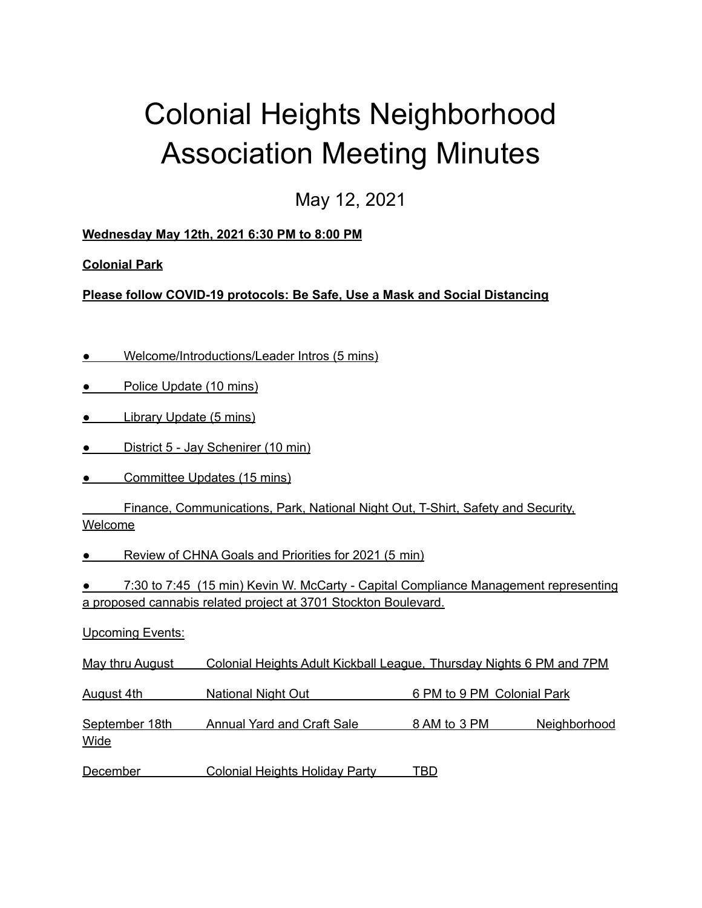# Colonial Heights Neighborhood Association Meeting Minutes

May 12, 2021

**Wednesday May 12th, 2021 6:30 PM to 8:00 PM**

**Colonial Park**

**Please follow COVID-19 protocols: Be Safe, Use a Mask and Social Distancing**

- Welcome/Introductions/Leader Intros (5 mins)
- Police Update (10 mins)
- Library Update (5 mins)
- District 5 - Jay Schenirer (10 min)
- Committee Updates (15 mins)

  Finance, Communications, Park, National Night Out, T-Shirt, Safety and Security, Welcome

- Review of CHNA Goals and Priorities for 2021 (5 min)
- 7:30 to 7:45 (15 min) Kevin W. McCarty - Capital Compliance Management representing a proposed cannabis related project at 3701 Stockton Boulevard.

Upcoming Events:

| | | | |
|---|---|---|---|
| May thru August | Colonial Heights Adult Kickball League, Thursday Nights 6 PM and 7PM | | |
| August 4th | National Night Out | 6 PM to 9 PM | Colonial Park |
| September 18th | Annual Yard and Craft Sale | 8 AM to 3 PM | Neighborhood Wide |
| December | Colonial Heights Holiday Party | TBD | |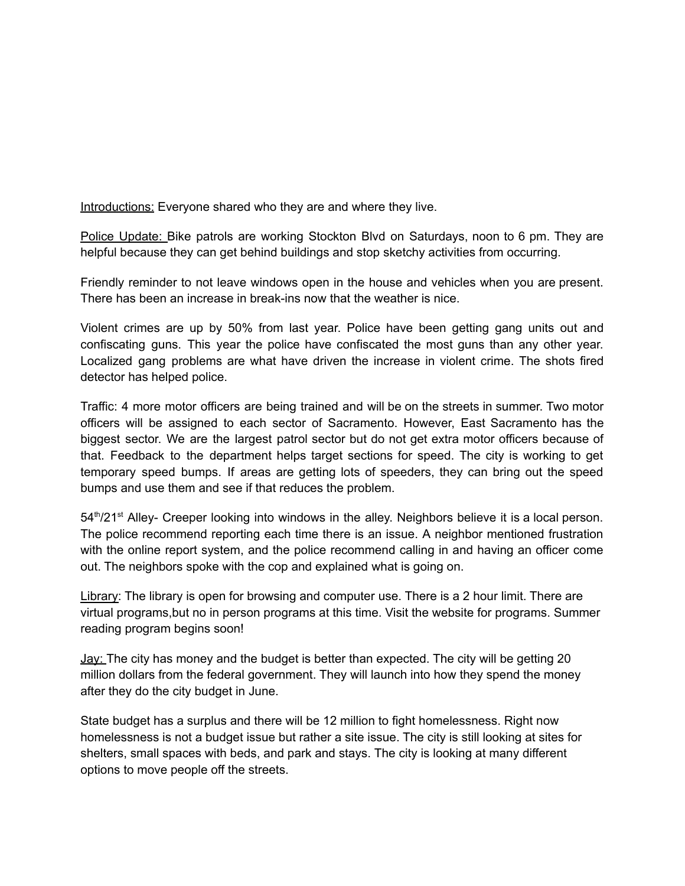Introductions: Everyone shared who they are and where they live.

Police Update: Bike patrols are working Stockton Blvd on Saturdays, noon to 6 pm. They are helpful because they can get behind buildings and stop sketchy activities from occurring.

Friendly reminder to not leave windows open in the house and vehicles when you are present. There has been an increase in break-ins now that the weather is nice.

Violent crimes are up by 50% from last year. Police have been getting gang units out and confiscating guns. This year the police have confiscated the most guns than any other year. Localized gang problems are what have driven the increase in violent crime. The shots fired detector has helped police.

Traffic: 4 more motor officers are being trained and will be on the streets in summer. Two motor officers will be assigned to each sector of Sacramento. However, East Sacramento has the biggest sector. We are the largest patrol sector but do not get extra motor officers because of that. Feedback to the department helps target sections for speed. The city is working to get temporary speed bumps. If areas are getting lots of speeders, they can bring out the speed bumps and use them and see if that reduces the problem.

54th/21st Alley- Creeper looking into windows in the alley. Neighbors believe it is a local person. The police recommend reporting each time there is an issue. A neighbor mentioned frustration with the online report system, and the police recommend calling in and having an officer come out. The neighbors spoke with the cop and explained what is going on.

Library: The library is open for browsing and computer use. There is a 2 hour limit. There are virtual programs,but no in person programs at this time. Visit the website for programs. Summer reading program begins soon!

Jay: The city has money and the budget is better than expected. The city will be getting 20 million dollars from the federal government. They will launch into how they spend the money after they do the city budget in June.

State budget has a surplus and there will be 12 million to fight homelessness. Right now homelessness is not a budget issue but rather a site issue. The city is still looking at sites for shelters, small spaces with beds, and park and stays. The city is looking at many different options to move people off the streets.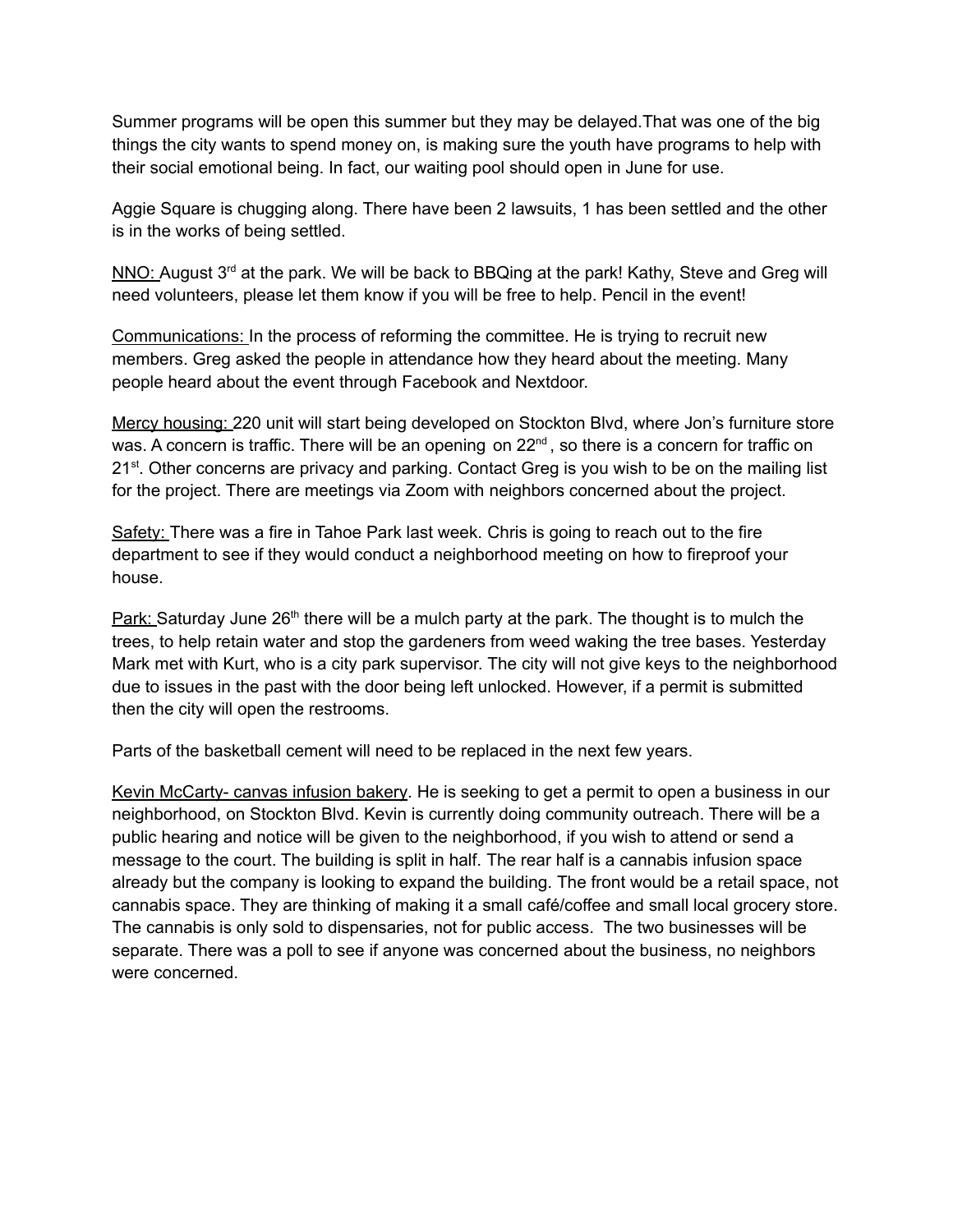Summer programs will be open this summer but they may be delayed.That was one of the big things the city wants to spend money on, is making sure the youth have programs to help with their social emotional being. In fact, our waiting pool should open in June for use.

Aggie Square is chugging along. There have been 2 lawsuits, 1 has been settled and the other is in the works of being settled.

<u>NNO:</u> August 3rd at the park. We will be back to BBQing at the park! Kathy, Steve and Greg will need volunteers, please let them know if you will be free to help. Pencil in the event!

<u>Communications:</u> In the process of reforming the committee. He is trying to recruit new members. Greg asked the people in attendance how they heard about the meeting. Many people heard about the event through Facebook and Nextdoor.

<u>Mercy housing:</u> 220 unit will start being developed on Stockton Blvd, where Jon's furniture store was. A concern is traffic. There will be an opening on 22nd, so there is a concern for traffic on 21st. Other concerns are privacy and parking. Contact Greg is you wish to be on the mailing list for the project. There are meetings via Zoom with neighbors concerned about the project.

<u>Safety:</u> There was a fire in Tahoe Park last week. Chris is going to reach out to the fire department to see if they would conduct a neighborhood meeting on how to fireproof your house.

<u>Park:</u> Saturday June 26th there will be a mulch party at the park. The thought is to mulch the trees, to help retain water and stop the gardeners from weed waking the tree bases. Yesterday Mark met with Kurt, who is a city park supervisor. The city will not give keys to the neighborhood due to issues in the past with the door being left unlocked. However, if a permit is submitted then the city will open the restrooms.

Parts of the basketball cement will need to be replaced in the next few years.

<u>Kevin McCarty- canvas infusion bakery</u>. He is seeking to get a permit to open a business in our neighborhood, on Stockton Blvd. Kevin is currently doing community outreach. There will be a public hearing and notice will be given to the neighborhood, if you wish to attend or send a message to the court. The building is split in half. The rear half is a cannabis infusion space already but the company is looking to expand the building. The front would be a retail space, not cannabis space. They are thinking of making it a small café/coffee and small local grocery store. The cannabis is only sold to dispensaries, not for public access. The two businesses will be separate. There was a poll to see if anyone was concerned about the business, no neighbors were concerned.